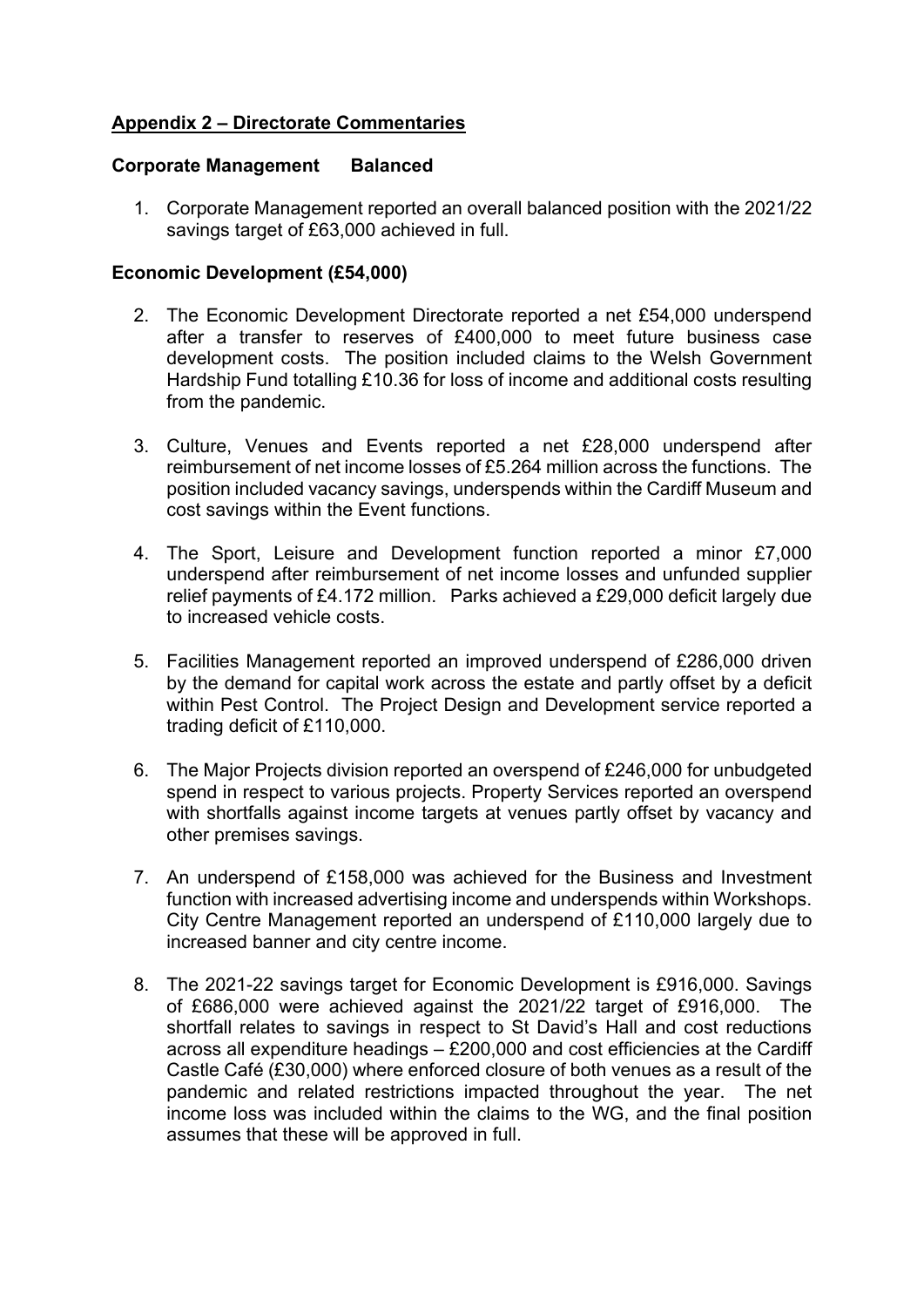## Appendix 2 – Directorate Commentaries

### Corporate Management    Balanced

1. Corporate Management reported an overall balanced position with the 2021/22 savings target of £63,000 achieved in full.

### Economic Development (£54,000)

2. The Economic Development Directorate reported a net £54,000 underspend after a transfer to reserves of £400,000 to meet future business case development costs. The position included claims to the Welsh Government Hardship Fund totalling £10.36 for loss of income and additional costs resulting from the pandemic.

3. Culture, Venues and Events reported a net £28,000 underspend after reimbursement of net income losses of £5.264 million across the functions. The position included vacancy savings, underspends within the Cardiff Museum and cost savings within the Event functions.

4. The Sport, Leisure and Development function reported a minor £7,000 underspend after reimbursement of net income losses and unfunded supplier relief payments of £4.172 million. Parks achieved a £29,000 deficit largely due to increased vehicle costs.

5. Facilities Management reported an improved underspend of £286,000 driven by the demand for capital work across the estate and partly offset by a deficit within Pest Control. The Project Design and Development service reported a trading deficit of £110,000.

6. The Major Projects division reported an overspend of £246,000 for unbudgeted spend in respect to various projects. Property Services reported an overspend with shortfalls against income targets at venues partly offset by vacancy and other premises savings.

7. An underspend of £158,000 was achieved for the Business and Investment function with increased advertising income and underspends within Workshops. City Centre Management reported an underspend of £110,000 largely due to increased banner and city centre income.

8. The 2021-22 savings target for Economic Development is £916,000. Savings of £686,000 were achieved against the 2021/22 target of £916,000. The shortfall relates to savings in respect to St David's Hall and cost reductions across all expenditure headings – £200,000 and cost efficiencies at the Cardiff Castle Café (£30,000) where enforced closure of both venues as a result of the pandemic and related restrictions impacted throughout the year. The net income loss was included within the claims to the WG, and the final position assumes that these will be approved in full.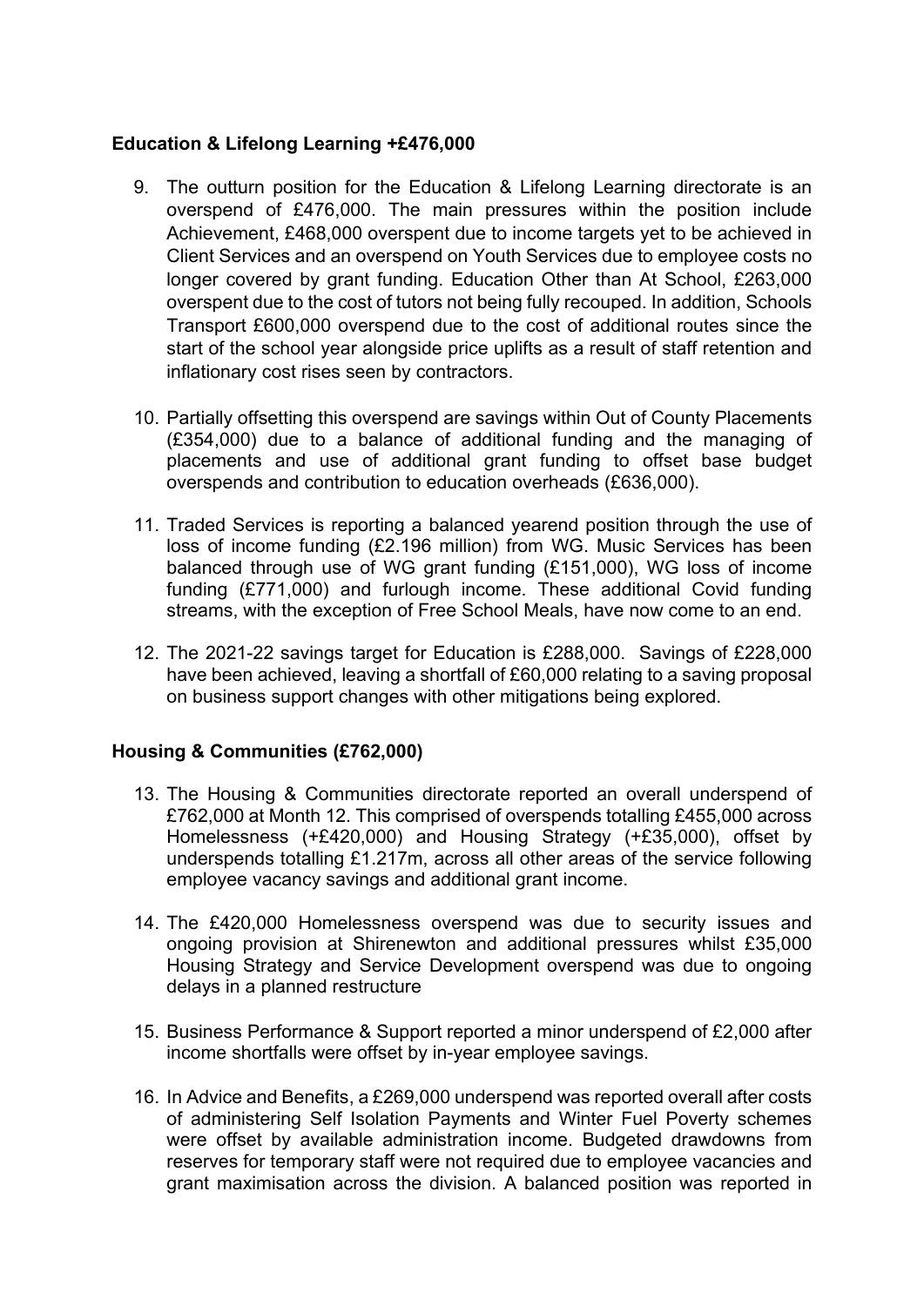**Education & Lifelong Learning +£476,000**

9. The outturn position for the Education & Lifelong Learning directorate is an overspend of £476,000. The main pressures within the position include Achievement, £468,000 overspent due to income targets yet to be achieved in Client Services and an overspend on Youth Services due to employee costs no longer covered by grant funding. Education Other than At School, £263,000 overspent due to the cost of tutors not being fully recouped. In addition, Schools Transport £600,000 overspend due to the cost of additional routes since the start of the school year alongside price uplifts as a result of staff retention and inflationary cost rises seen by contractors.

10. Partially offsetting this overspend are savings within Out of County Placements (£354,000) due to a balance of additional funding and the managing of placements and use of additional grant funding to offset base budget overspends and contribution to education overheads (£636,000).

11. Traded Services is reporting a balanced yearend position through the use of loss of income funding (£2.196 million) from WG. Music Services has been balanced through use of WG grant funding (£151,000), WG loss of income funding (£771,000) and furlough income. These additional Covid funding streams, with the exception of Free School Meals, have now come to an end.

12. The 2021-22 savings target for Education is £288,000. Savings of £228,000 have been achieved, leaving a shortfall of £60,000 relating to a saving proposal on business support changes with other mitigations being explored.

**Housing & Communities (£762,000)**

13. The Housing & Communities directorate reported an overall underspend of £762,000 at Month 12. This comprised of overspends totalling £455,000 across Homelessness (+£420,000) and Housing Strategy (+£35,000), offset by underspends totalling £1.217m, across all other areas of the service following employee vacancy savings and additional grant income.

14. The £420,000 Homelessness overspend was due to security issues and ongoing provision at Shirenewton and additional pressures whilst £35,000 Housing Strategy and Service Development overspend was due to ongoing delays in a planned restructure

15. Business Performance & Support reported a minor underspend of £2,000 after income shortfalls were offset by in-year employee savings.

16. In Advice and Benefits, a £269,000 underspend was reported overall after costs of administering Self Isolation Payments and Winter Fuel Poverty schemes were offset by available administration income. Budgeted drawdowns from reserves for temporary staff were not required due to employee vacancies and grant maximisation across the division. A balanced position was reported in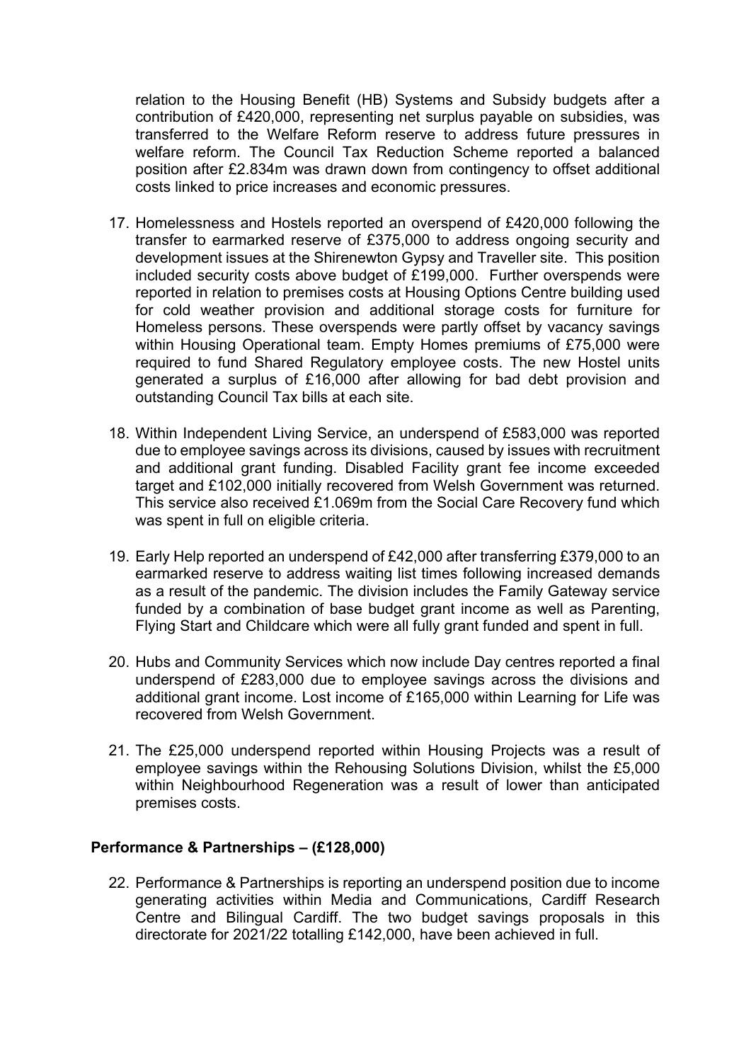relation to the Housing Benefit (HB) Systems and Subsidy budgets after a contribution of £420,000, representing net surplus payable on subsidies, was transferred to the Welfare Reform reserve to address future pressures in welfare reform. The Council Tax Reduction Scheme reported a balanced position after £2.834m was drawn down from contingency to offset additional costs linked to price increases and economic pressures.

17. Homelessness and Hostels reported an overspend of £420,000 following the transfer to earmarked reserve of £375,000 to address ongoing security and development issues at the Shirenewton Gypsy and Traveller site. This position included security costs above budget of £199,000. Further overspends were reported in relation to premises costs at Housing Options Centre building used for cold weather provision and additional storage costs for furniture for Homeless persons. These overspends were partly offset by vacancy savings within Housing Operational team. Empty Homes premiums of £75,000 were required to fund Shared Regulatory employee costs. The new Hostel units generated a surplus of £16,000 after allowing for bad debt provision and outstanding Council Tax bills at each site.

18. Within Independent Living Service, an underspend of £583,000 was reported due to employee savings across its divisions, caused by issues with recruitment and additional grant funding. Disabled Facility grant fee income exceeded target and £102,000 initially recovered from Welsh Government was returned. This service also received £1.069m from the Social Care Recovery fund which was spent in full on eligible criteria.

19. Early Help reported an underspend of £42,000 after transferring £379,000 to an earmarked reserve to address waiting list times following increased demands as a result of the pandemic. The division includes the Family Gateway service funded by a combination of base budget grant income as well as Parenting, Flying Start and Childcare which were all fully grant funded and spent in full.

20. Hubs and Community Services which now include Day centres reported a final underspend of £283,000 due to employee savings across the divisions and additional grant income. Lost income of £165,000 within Learning for Life was recovered from Welsh Government.

21. The £25,000 underspend reported within Housing Projects was a result of employee savings within the Rehousing Solutions Division, whilst the £5,000 within Neighbourhood Regeneration was a result of lower than anticipated premises costs.

**Performance & Partnerships – (£128,000)**

22. Performance & Partnerships is reporting an underspend position due to income generating activities within Media and Communications, Cardiff Research Centre and Bilingual Cardiff. The two budget savings proposals in this directorate for 2021/22 totalling £142,000, have been achieved in full.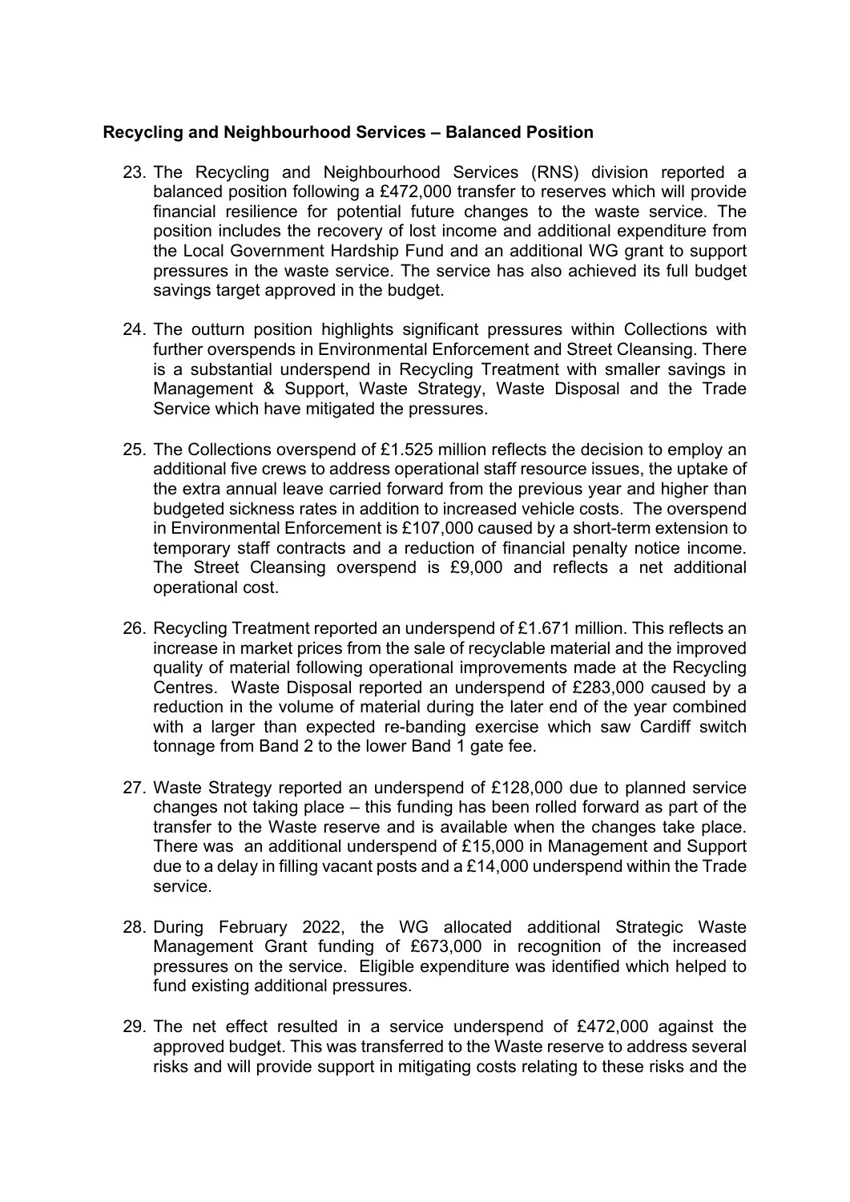**Recycling and Neighbourhood Services – Balanced Position**

23. The Recycling and Neighbourhood Services (RNS) division reported a balanced position following a £472,000 transfer to reserves which will provide financial resilience for potential future changes to the waste service. The position includes the recovery of lost income and additional expenditure from the Local Government Hardship Fund and an additional WG grant to support pressures in the waste service. The service has also achieved its full budget savings target approved in the budget.

24. The outturn position highlights significant pressures within Collections with further overspends in Environmental Enforcement and Street Cleansing. There is a substantial underspend in Recycling Treatment with smaller savings in Management & Support, Waste Strategy, Waste Disposal and the Trade Service which have mitigated the pressures.

25. The Collections overspend of £1.525 million reflects the decision to employ an additional five crews to address operational staff resource issues, the uptake of the extra annual leave carried forward from the previous year and higher than budgeted sickness rates in addition to increased vehicle costs. The overspend in Environmental Enforcement is £107,000 caused by a short-term extension to temporary staff contracts and a reduction of financial penalty notice income. The Street Cleansing overspend is £9,000 and reflects a net additional operational cost.

26. Recycling Treatment reported an underspend of £1.671 million. This reflects an increase in market prices from the sale of recyclable material and the improved quality of material following operational improvements made at the Recycling Centres. Waste Disposal reported an underspend of £283,000 caused by a reduction in the volume of material during the later end of the year combined with a larger than expected re-banding exercise which saw Cardiff switch tonnage from Band 2 to the lower Band 1 gate fee.

27. Waste Strategy reported an underspend of £128,000 due to planned service changes not taking place – this funding has been rolled forward as part of the transfer to the Waste reserve and is available when the changes take place. There was an additional underspend of £15,000 in Management and Support due to a delay in filling vacant posts and a £14,000 underspend within the Trade service.

28. During February 2022, the WG allocated additional Strategic Waste Management Grant funding of £673,000 in recognition of the increased pressures on the service. Eligible expenditure was identified which helped to fund existing additional pressures.

29. The net effect resulted in a service underspend of £472,000 against the approved budget. This was transferred to the Waste reserve to address several risks and will provide support in mitigating costs relating to these risks and the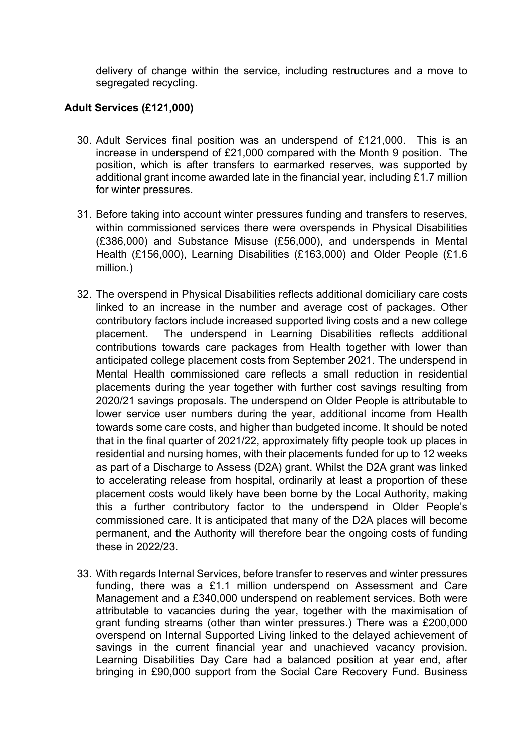delivery of change within the service, including restructures and a move to segregated recycling.

**Adult Services (£121,000)**

30. Adult Services final position was an underspend of £121,000. This is an increase in underspend of £21,000 compared with the Month 9 position. The position, which is after transfers to earmarked reserves, was supported by additional grant income awarded late in the financial year, including £1.7 million for winter pressures.

31. Before taking into account winter pressures funding and transfers to reserves, within commissioned services there were overspends in Physical Disabilities (£386,000) and Substance Misuse (£56,000), and underspends in Mental Health (£156,000), Learning Disabilities (£163,000) and Older People (£1.6 million.)

32. The overspend in Physical Disabilities reflects additional domiciliary care costs linked to an increase in the number and average cost of packages. Other contributory factors include increased supported living costs and a new college placement. The underspend in Learning Disabilities reflects additional contributions towards care packages from Health together with lower than anticipated college placement costs from September 2021. The underspend in Mental Health commissioned care reflects a small reduction in residential placements during the year together with further cost savings resulting from 2020/21 savings proposals. The underspend on Older People is attributable to lower service user numbers during the year, additional income from Health towards some care costs, and higher than budgeted income. It should be noted that in the final quarter of 2021/22, approximately fifty people took up places in residential and nursing homes, with their placements funded for up to 12 weeks as part of a Discharge to Assess (D2A) grant. Whilst the D2A grant was linked to accelerating release from hospital, ordinarily at least a proportion of these placement costs would likely have been borne by the Local Authority, making this a further contributory factor to the underspend in Older People's commissioned care. It is anticipated that many of the D2A places will become permanent, and the Authority will therefore bear the ongoing costs of funding these in 2022/23.

33. With regards Internal Services, before transfer to reserves and winter pressures funding, there was a £1.1 million underspend on Assessment and Care Management and a £340,000 underspend on reablement services. Both were attributable to vacancies during the year, together with the maximisation of grant funding streams (other than winter pressures.) There was a £200,000 overspend on Internal Supported Living linked to the delayed achievement of savings in the current financial year and unachieved vacancy provision. Learning Disabilities Day Care had a balanced position at year end, after bringing in £90,000 support from the Social Care Recovery Fund. Business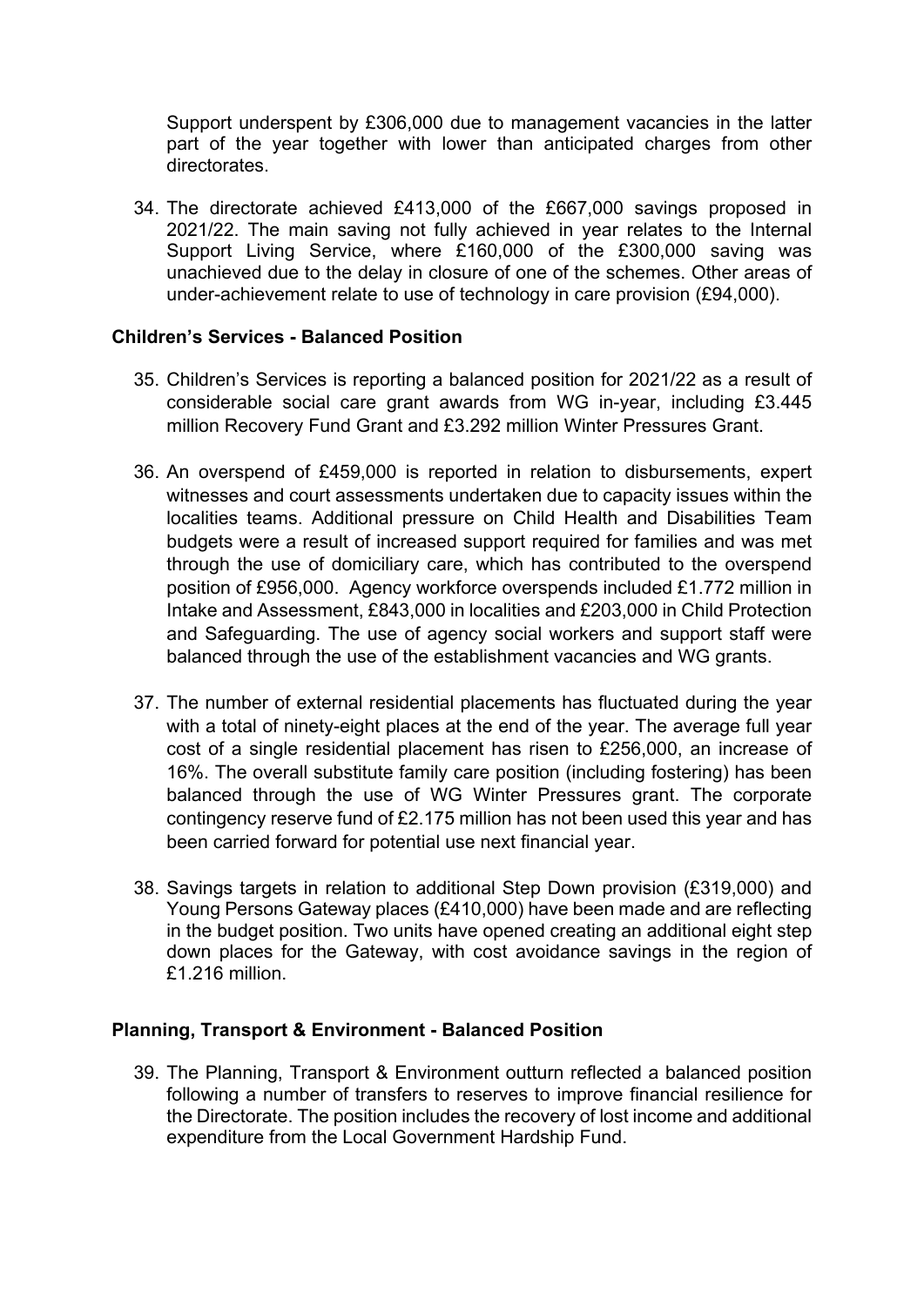Support underspent by £306,000 due to management vacancies in the latter part of the year together with lower than anticipated charges from other directorates.

34. The directorate achieved £413,000 of the £667,000 savings proposed in 2021/22. The main saving not fully achieved in year relates to the Internal Support Living Service, where £160,000 of the £300,000 saving was unachieved due to the delay in closure of one of the schemes. Other areas of under-achievement relate to use of technology in care provision (£94,000).

**Children's Services - Balanced Position**

35. Children's Services is reporting a balanced position for 2021/22 as a result of considerable social care grant awards from WG in-year, including £3.445 million Recovery Fund Grant and £3.292 million Winter Pressures Grant.

36. An overspend of £459,000 is reported in relation to disbursements, expert witnesses and court assessments undertaken due to capacity issues within the localities teams. Additional pressure on Child Health and Disabilities Team budgets were a result of increased support required for families and was met through the use of domiciliary care, which has contributed to the overspend position of £956,000. Agency workforce overspends included £1.772 million in Intake and Assessment, £843,000 in localities and £203,000 in Child Protection and Safeguarding. The use of agency social workers and support staff were balanced through the use of the establishment vacancies and WG grants.

37. The number of external residential placements has fluctuated during the year with a total of ninety-eight places at the end of the year. The average full year cost of a single residential placement has risen to £256,000, an increase of 16%. The overall substitute family care position (including fostering) has been balanced through the use of WG Winter Pressures grant. The corporate contingency reserve fund of £2.175 million has not been used this year and has been carried forward for potential use next financial year.

38. Savings targets in relation to additional Step Down provision (£319,000) and Young Persons Gateway places (£410,000) have been made and are reflecting in the budget position. Two units have opened creating an additional eight step down places for the Gateway, with cost avoidance savings in the region of £1.216 million.

**Planning, Transport & Environment - Balanced Position**

39. The Planning, Transport & Environment outturn reflected a balanced position following a number of transfers to reserves to improve financial resilience for the Directorate. The position includes the recovery of lost income and additional expenditure from the Local Government Hardship Fund.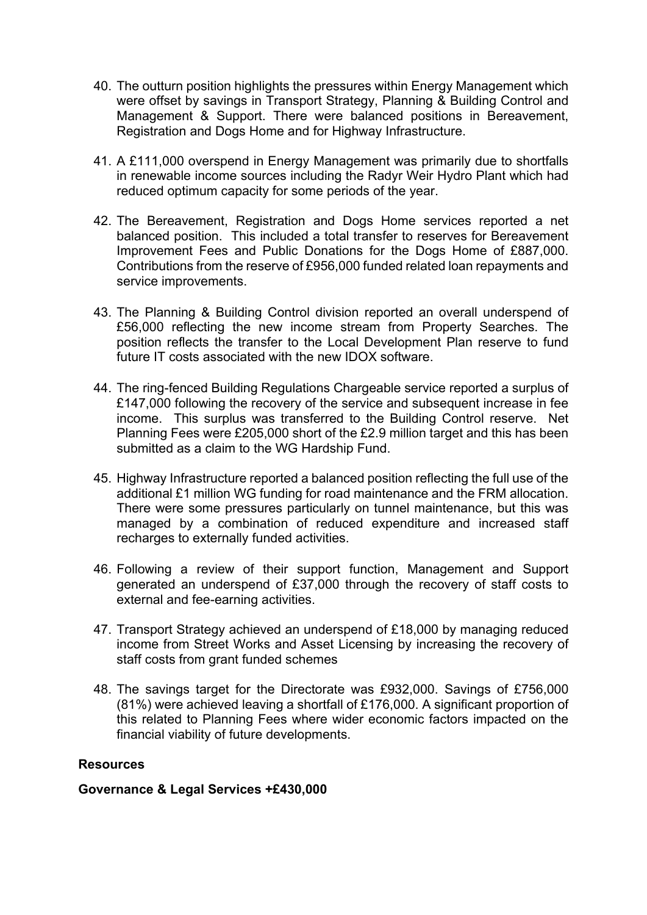40. The outturn position highlights the pressures within Energy Management which were offset by savings in Transport Strategy, Planning & Building Control and Management & Support. There were balanced positions in Bereavement, Registration and Dogs Home and for Highway Infrastructure.

41. A £111,000 overspend in Energy Management was primarily due to shortfalls in renewable income sources including the Radyr Weir Hydro Plant which had reduced optimum capacity for some periods of the year.

42. The Bereavement, Registration and Dogs Home services reported a net balanced position. This included a total transfer to reserves for Bereavement Improvement Fees and Public Donations for the Dogs Home of £887,000. Contributions from the reserve of £956,000 funded related loan repayments and service improvements.

43. The Planning & Building Control division reported an overall underspend of £56,000 reflecting the new income stream from Property Searches. The position reflects the transfer to the Local Development Plan reserve to fund future IT costs associated with the new IDOX software.

44. The ring-fenced Building Regulations Chargeable service reported a surplus of £147,000 following the recovery of the service and subsequent increase in fee income. This surplus was transferred to the Building Control reserve. Net Planning Fees were £205,000 short of the £2.9 million target and this has been submitted as a claim to the WG Hardship Fund.

45. Highway Infrastructure reported a balanced position reflecting the full use of the additional £1 million WG funding for road maintenance and the FRM allocation. There were some pressures particularly on tunnel maintenance, but this was managed by a combination of reduced expenditure and increased staff recharges to externally funded activities.

46. Following a review of their support function, Management and Support generated an underspend of £37,000 through the recovery of staff costs to external and fee-earning activities.

47. Transport Strategy achieved an underspend of £18,000 by managing reduced income from Street Works and Asset Licensing by increasing the recovery of staff costs from grant funded schemes

48. The savings target for the Directorate was £932,000. Savings of £756,000 (81%) were achieved leaving a shortfall of £176,000. A significant proportion of this related to Planning Fees where wider economic factors impacted on the financial viability of future developments.

**Resources**

**Governance & Legal Services +£430,000**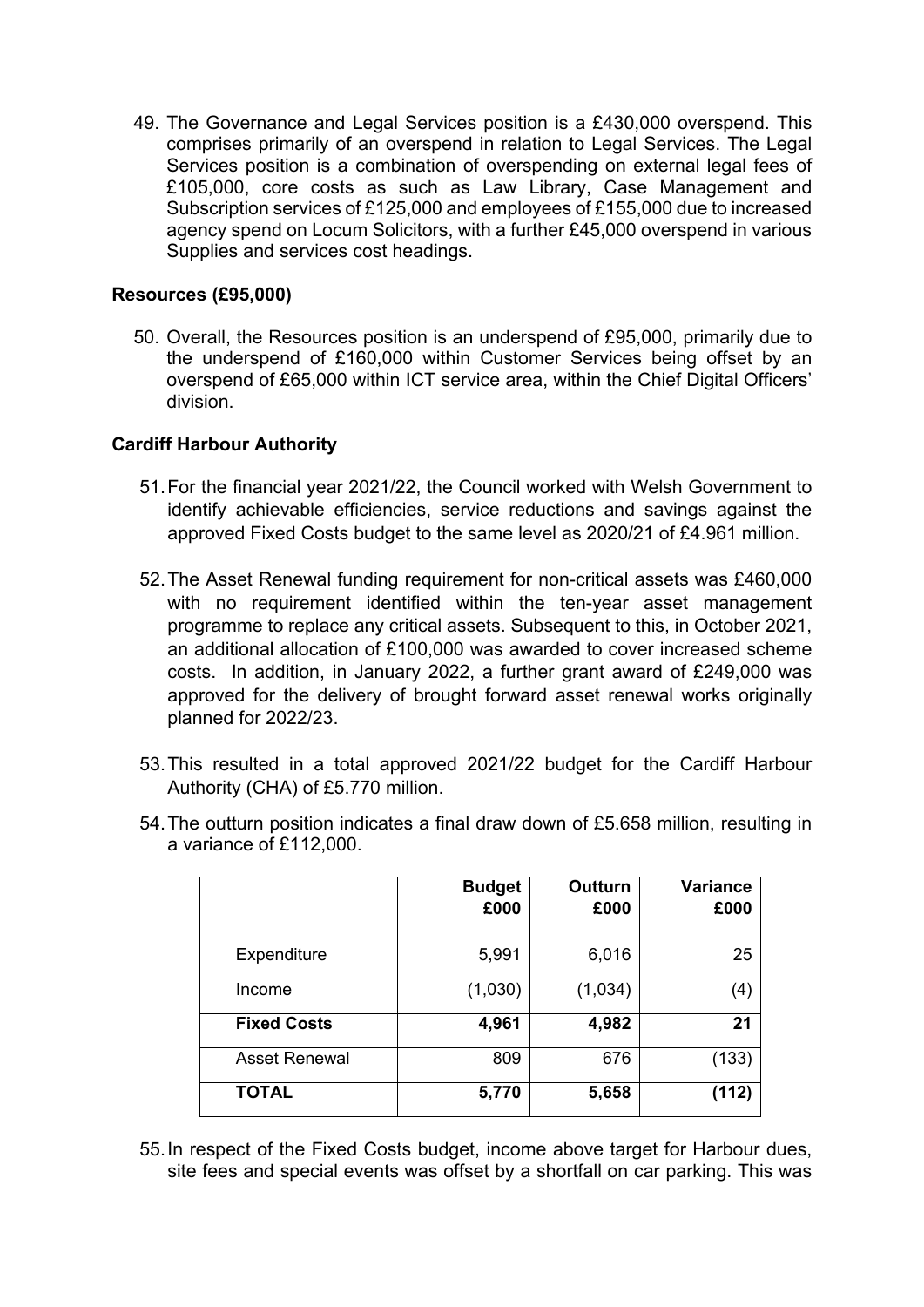49. The Governance and Legal Services position is a £430,000 overspend. This comprises primarily of an overspend in relation to Legal Services. The Legal Services position is a combination of overspending on external legal fees of £105,000, core costs as such as Law Library, Case Management and Subscription services of £125,000 and employees of £155,000 due to increased agency spend on Locum Solicitors, with a further £45,000 overspend in various Supplies and services cost headings.

**Resources (£95,000)**

50. Overall, the Resources position is an underspend of £95,000, primarily due to the underspend of £160,000 within Customer Services being offset by an overspend of £65,000 within ICT service area, within the Chief Digital Officers' division.

**Cardiff Harbour Authority**

51. For the financial year 2021/22, the Council worked with Welsh Government to identify achievable efficiencies, service reductions and savings against the approved Fixed Costs budget to the same level as 2020/21 of £4.961 million.

52. The Asset Renewal funding requirement for non-critical assets was £460,000 with no requirement identified within the ten-year asset management programme to replace any critical assets. Subsequent to this, in October 2021, an additional allocation of £100,000 was awarded to cover increased scheme costs. In addition, in January 2022, a further grant award of £249,000 was approved for the delivery of brought forward asset renewal works originally planned for 2022/23.

53. This resulted in a total approved 2021/22 budget for the Cardiff Harbour Authority (CHA) of £5.770 million.

54. The outturn position indicates a final draw down of £5.658 million, resulting in a variance of £112,000.

| | Budget £000 | Outturn £000 | Variance £000 |
|---|---|---|---|
| Expenditure | 5,991 | 6,016 | 25 |
| Income | (1,030) | (1,034) | (4) |
| **Fixed Costs** | **4,961** | **4,982** | **21** |
| Asset Renewal | 809 | 676 | (133) |
| **TOTAL** | **5,770** | **5,658** | **(112)** |

55. In respect of the Fixed Costs budget, income above target for Harbour dues, site fees and special events was offset by a shortfall on car parking. This was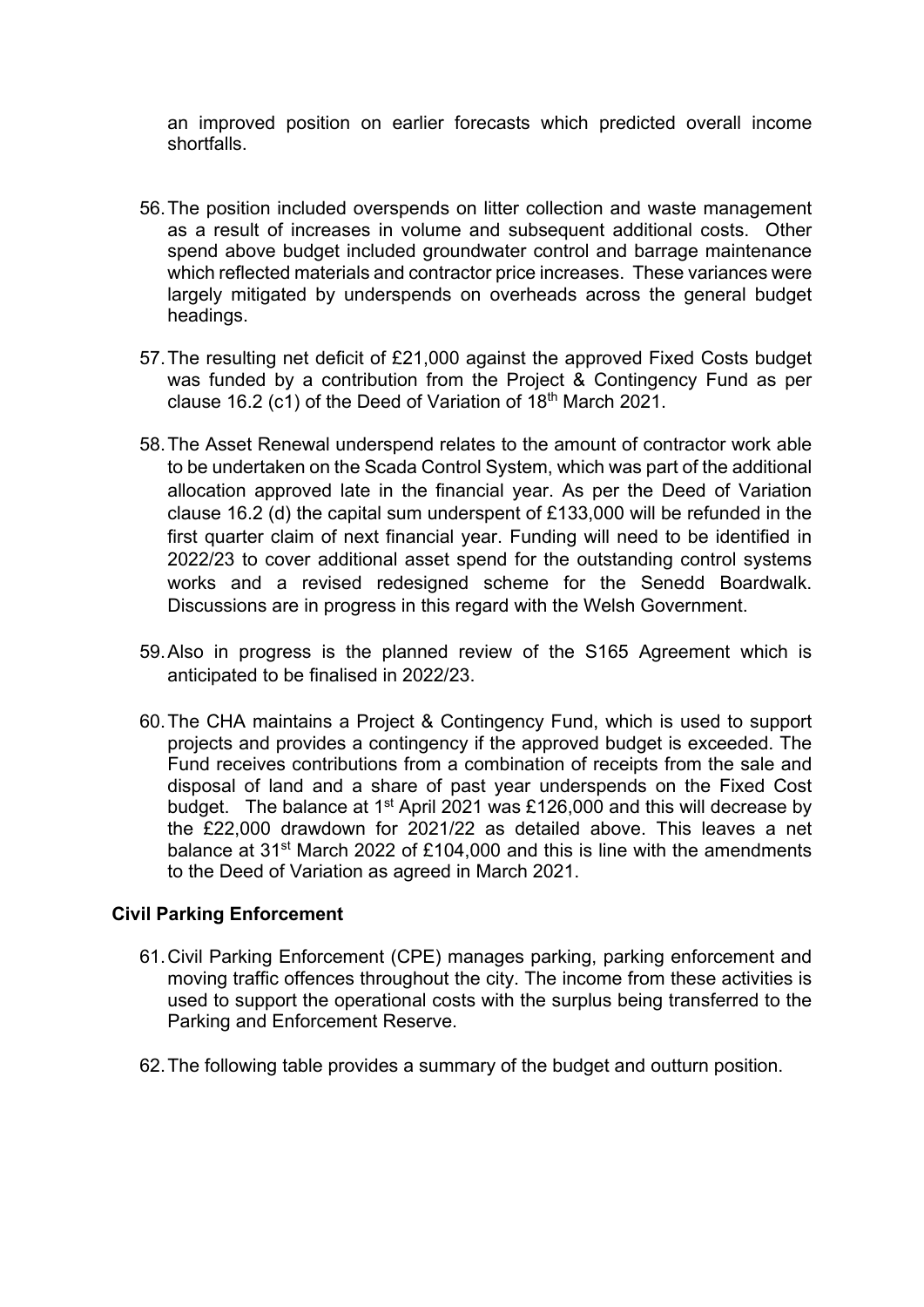an improved position on earlier forecasts which predicted overall income shortfalls.

56. The position included overspends on litter collection and waste management as a result of increases in volume and subsequent additional costs. Other spend above budget included groundwater control and barrage maintenance which reflected materials and contractor price increases. These variances were largely mitigated by underspends on overheads across the general budget headings.

57. The resulting net deficit of £21,000 against the approved Fixed Costs budget was funded by a contribution from the Project & Contingency Fund as per clause 16.2 (c1) of the Deed of Variation of 18th March 2021.

58. The Asset Renewal underspend relates to the amount of contractor work able to be undertaken on the Scada Control System, which was part of the additional allocation approved late in the financial year. As per the Deed of Variation clause 16.2 (d) the capital sum underspent of £133,000 will be refunded in the first quarter claim of next financial year. Funding will need to be identified in 2022/23 to cover additional asset spend for the outstanding control systems works and a revised redesigned scheme for the Senedd Boardwalk. Discussions are in progress in this regard with the Welsh Government.

59. Also in progress is the planned review of the S165 Agreement which is anticipated to be finalised in 2022/23.

60. The CHA maintains a Project & Contingency Fund, which is used to support projects and provides a contingency if the approved budget is exceeded. The Fund receives contributions from a combination of receipts from the sale and disposal of land and a share of past year underspends on the Fixed Cost budget. The balance at 1st April 2021 was £126,000 and this will decrease by the £22,000 drawdown for 2021/22 as detailed above. This leaves a net balance at 31st March 2022 of £104,000 and this is line with the amendments to the Deed of Variation as agreed in March 2021.

**Civil Parking Enforcement**

61. Civil Parking Enforcement (CPE) manages parking, parking enforcement and moving traffic offences throughout the city. The income from these activities is used to support the operational costs with the surplus being transferred to the Parking and Enforcement Reserve.

62. The following table provides a summary of the budget and outturn position.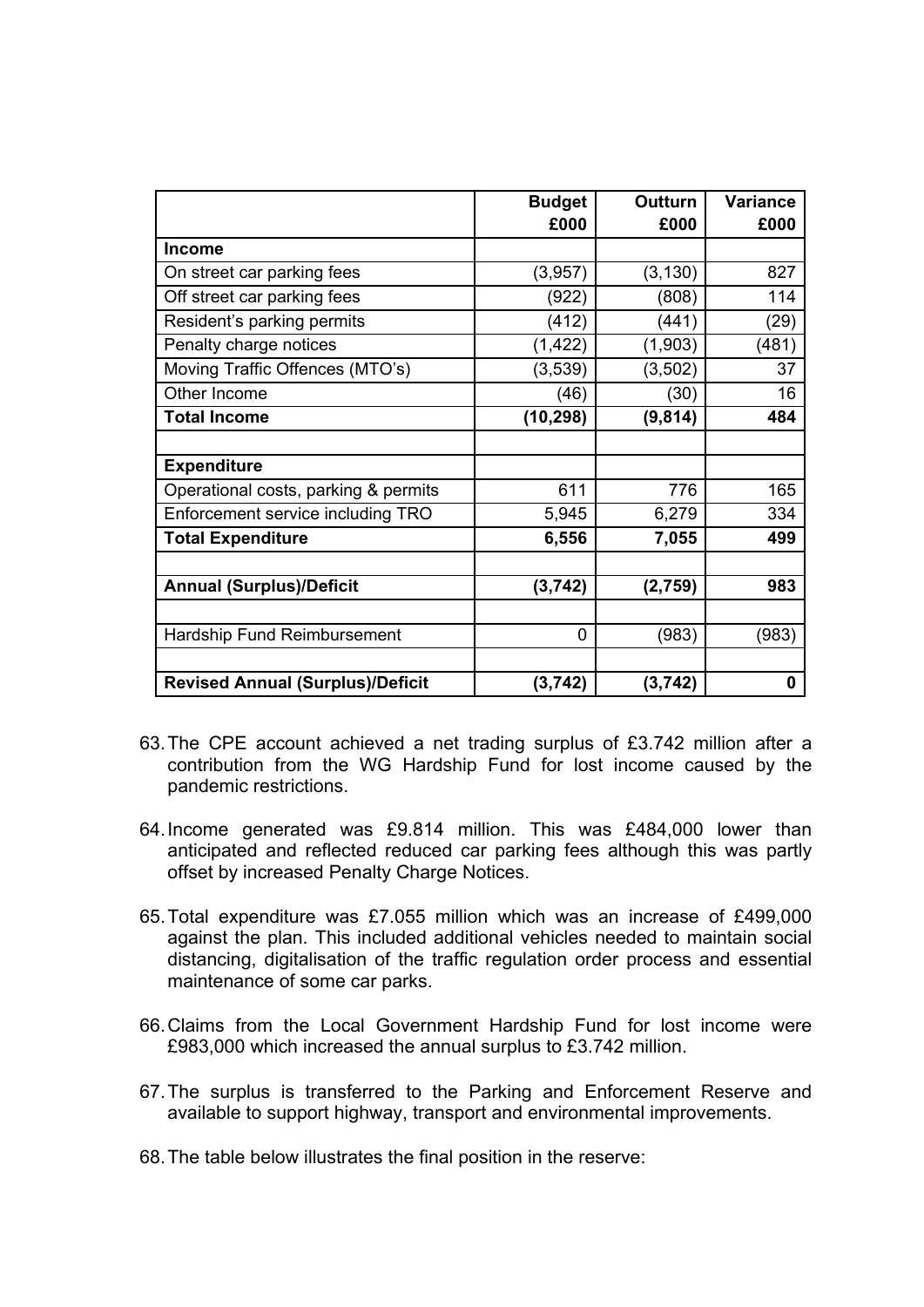| | Budget £000 | Outturn £000 | Variance £000 |
|---|---|---|---|
| **Income** | | | |
| On street car parking fees | (3,957) | (3,130) | 827 |
| Off street car parking fees | (922) | (808) | 114 |
| Resident's parking permits | (412) | (441) | (29) |
| Penalty charge notices | (1,422) | (1,903) | (481) |
| Moving Traffic Offences (MTO's) | (3,539) | (3,502) | 37 |
| Other Income | (46) | (30) | 16 |
| **Total Income** | **(10,298)** | **(9,814)** | **484** |
| | | | |
| **Expenditure** | | | |
| Operational costs, parking & permits | 611 | 776 | 165 |
| Enforcement service including TRO | 5,945 | 6,279 | 334 |
| **Total Expenditure** | **6,556** | **7,055** | **499** |
| | | | |
| **Annual (Surplus)/Deficit** | **(3,742)** | **(2,759)** | **983** |
| | | | |
| Hardship Fund Reimbursement | 0 | (983) | (983) |
| | | | |
| **Revised Annual (Surplus)/Deficit** | **(3,742)** | **(3,742)** | **0** |

63. The CPE account achieved a net trading surplus of £3.742 million after a contribution from the WG Hardship Fund for lost income caused by the pandemic restrictions.

64. Income generated was £9.814 million. This was £484,000 lower than anticipated and reflected reduced car parking fees although this was partly offset by increased Penalty Charge Notices.

65. Total expenditure was £7.055 million which was an increase of £499,000 against the plan. This included additional vehicles needed to maintain social distancing, digitalisation of the traffic regulation order process and essential maintenance of some car parks.

66. Claims from the Local Government Hardship Fund for lost income were £983,000 which increased the annual surplus to £3.742 million.

67. The surplus is transferred to the Parking and Enforcement Reserve and available to support highway, transport and environmental improvements.

68. The table below illustrates the final position in the reserve: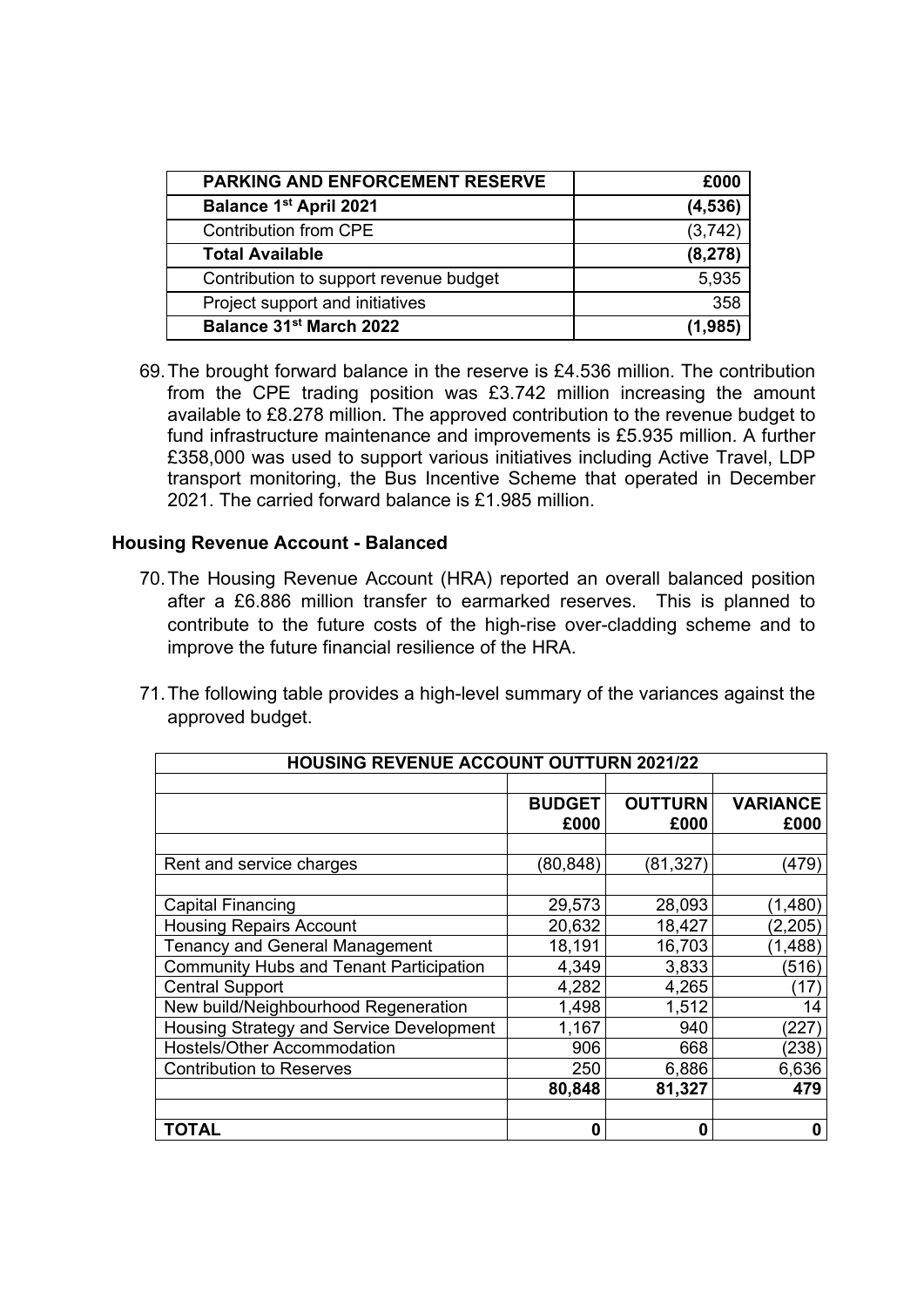| PARKING AND ENFORCEMENT RESERVE | £000 |
| --- | --- |
| **Balance 1st April 2021** | **(4,536)** |
| Contribution from CPE | (3,742) |
| **Total Available** | **(8,278)** |
| Contribution to support revenue budget | 5,935 |
| Project support and initiatives | 358 |
| **Balance 31st March 2022** | **(1,985)** |

69. The brought forward balance in the reserve is £4.536 million. The contribution from the CPE trading position was £3.742 million increasing the amount available to £8.278 million. The approved contribution to the revenue budget to fund infrastructure maintenance and improvements is £5.935 million. A further £358,000 was used to support various initiatives including Active Travel, LDP transport monitoring, the Bus Incentive Scheme that operated in December 2021. The carried forward balance is £1.985 million.

## Housing Revenue Account - Balanced

70. The Housing Revenue Account (HRA) reported an overall balanced position after a £6.886 million transfer to earmarked reserves. This is planned to contribute to the future costs of the high-rise over-cladding scheme and to improve the future financial resilience of the HRA.

71. The following table provides a high-level summary of the variances against the approved budget.

| HOUSING REVENUE ACCOUNT OUTTURN 2021/22 | | | |
| --- | --- | --- | --- |
| | **BUDGET £000** | **OUTTURN £000** | **VARIANCE £000** |
| Rent and service charges | (80,848) | (81,327) | (479) |
| Capital Financing | 29,573 | 28,093 | (1,480) |
| Housing Repairs Account | 20,632 | 18,427 | (2,205) |
| Tenancy and General Management | 18,191 | 16,703 | (1,488) |
| Community Hubs and Tenant Participation | 4,349 | 3,833 | (516) |
| Central Support | 4,282 | 4,265 | (17) |
| New build/Neighbourhood Regeneration | 1,498 | 1,512 | 14 |
| Housing Strategy and Service Development | 1,167 | 940 | (227) |
| Hostels/Other Accommodation | 906 | 668 | (238) |
| Contribution to Reserves | 250 | 6,886 | 6,636 |
| | **80,848** | **81,327** | **479** |
| **TOTAL** | **0** | **0** | **0** |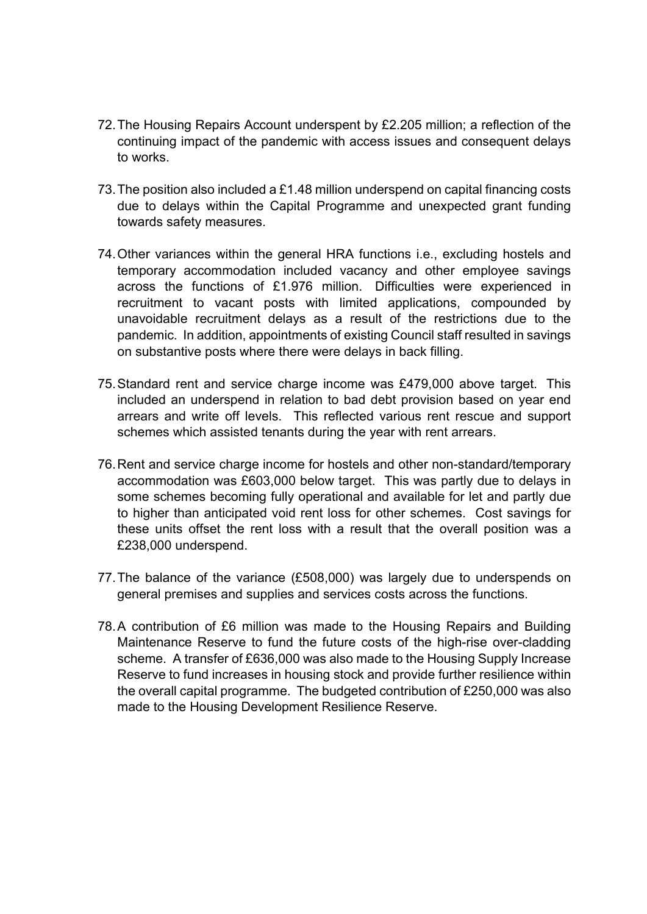72. The Housing Repairs Account underspent by £2.205 million; a reflection of the continuing impact of the pandemic with access issues and consequent delays to works.

73. The position also included a £1.48 million underspend on capital financing costs due to delays within the Capital Programme and unexpected grant funding towards safety measures.

74. Other variances within the general HRA functions i.e., excluding hostels and temporary accommodation included vacancy and other employee savings across the functions of £1.976 million. Difficulties were experienced in recruitment to vacant posts with limited applications, compounded by unavoidable recruitment delays as a result of the restrictions due to the pandemic. In addition, appointments of existing Council staff resulted in savings on substantive posts where there were delays in back filling.

75. Standard rent and service charge income was £479,000 above target. This included an underspend in relation to bad debt provision based on year end arrears and write off levels. This reflected various rent rescue and support schemes which assisted tenants during the year with rent arrears.

76. Rent and service charge income for hostels and other non-standard/temporary accommodation was £603,000 below target. This was partly due to delays in some schemes becoming fully operational and available for let and partly due to higher than anticipated void rent loss for other schemes. Cost savings for these units offset the rent loss with a result that the overall position was a £238,000 underspend.

77. The balance of the variance (£508,000) was largely due to underspends on general premises and supplies and services costs across the functions.

78. A contribution of £6 million was made to the Housing Repairs and Building Maintenance Reserve to fund the future costs of the high-rise over-cladding scheme. A transfer of £636,000 was also made to the Housing Supply Increase Reserve to fund increases in housing stock and provide further resilience within the overall capital programme. The budgeted contribution of £250,000 was also made to the Housing Development Resilience Reserve.